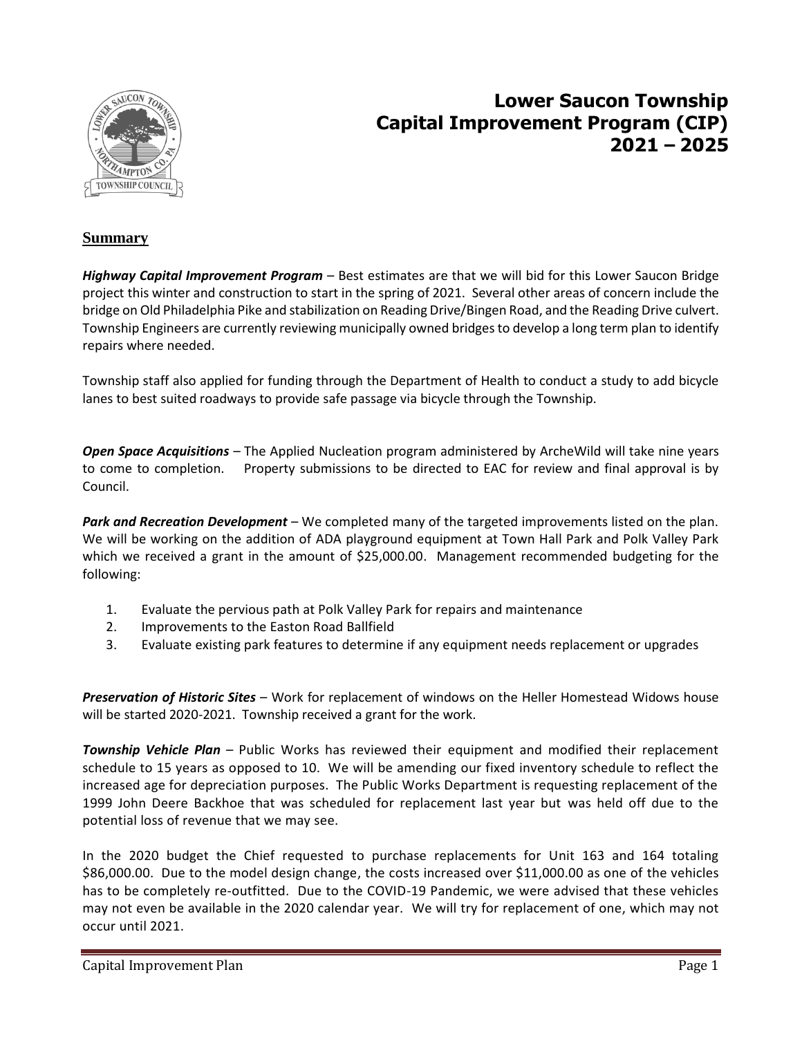# Lower Saucon Township
# Capital Improvement Program (CIP)
# 2021 – 2025

## Summary

***Highway Capital Improvement Program*** – Best estimates are that we will bid for this Lower Saucon Bridge project this winter and construction to start in the spring of 2021. Several other areas of concern include the bridge on Old Philadelphia Pike and stabilization on Reading Drive/Bingen Road, and the Reading Drive culvert. Township Engineers are currently reviewing municipally owned bridges to develop a long term plan to identify repairs where needed.

Township staff also applied for funding through the Department of Health to conduct a study to add bicycle lanes to best suited roadways to provide safe passage via bicycle through the Township.

***Open Space Acquisitions*** – The Applied Nucleation program administered by ArcheWild will take nine years to come to completion. Property submissions to be directed to EAC for review and final approval is by Council.

***Park and Recreation Development*** – We completed many of the targeted improvements listed on the plan. We will be working on the addition of ADA playground equipment at Town Hall Park and Polk Valley Park which we received a grant in the amount of $25,000.00. Management recommended budgeting for the following:

1. Evaluate the pervious path at Polk Valley Park for repairs and maintenance
2. Improvements to the Easton Road Ballfield
3. Evaluate existing park features to determine if any equipment needs replacement or upgrades

***Preservation of Historic Sites*** – Work for replacement of windows on the Heller Homestead Widows house will be started 2020-2021. Township received a grant for the work.

***Township Vehicle Plan*** – Public Works has reviewed their equipment and modified their replacement schedule to 15 years as opposed to 10. We will be amending our fixed inventory schedule to reflect the increased age for depreciation purposes. The Public Works Department is requesting replacement of the 1999 John Deere Backhoe that was scheduled for replacement last year but was held off due to the potential loss of revenue that we may see.

In the 2020 budget the Chief requested to purchase replacements for Unit 163 and 164 totaling $86,000.00. Due to the model design change, the costs increased over $11,000.00 as one of the vehicles has to be completely re-outfitted. Due to the COVID-19 Pandemic, we were advised that these vehicles may not even be available in the 2020 calendar year. We will try for replacement of one, which may not occur until 2021.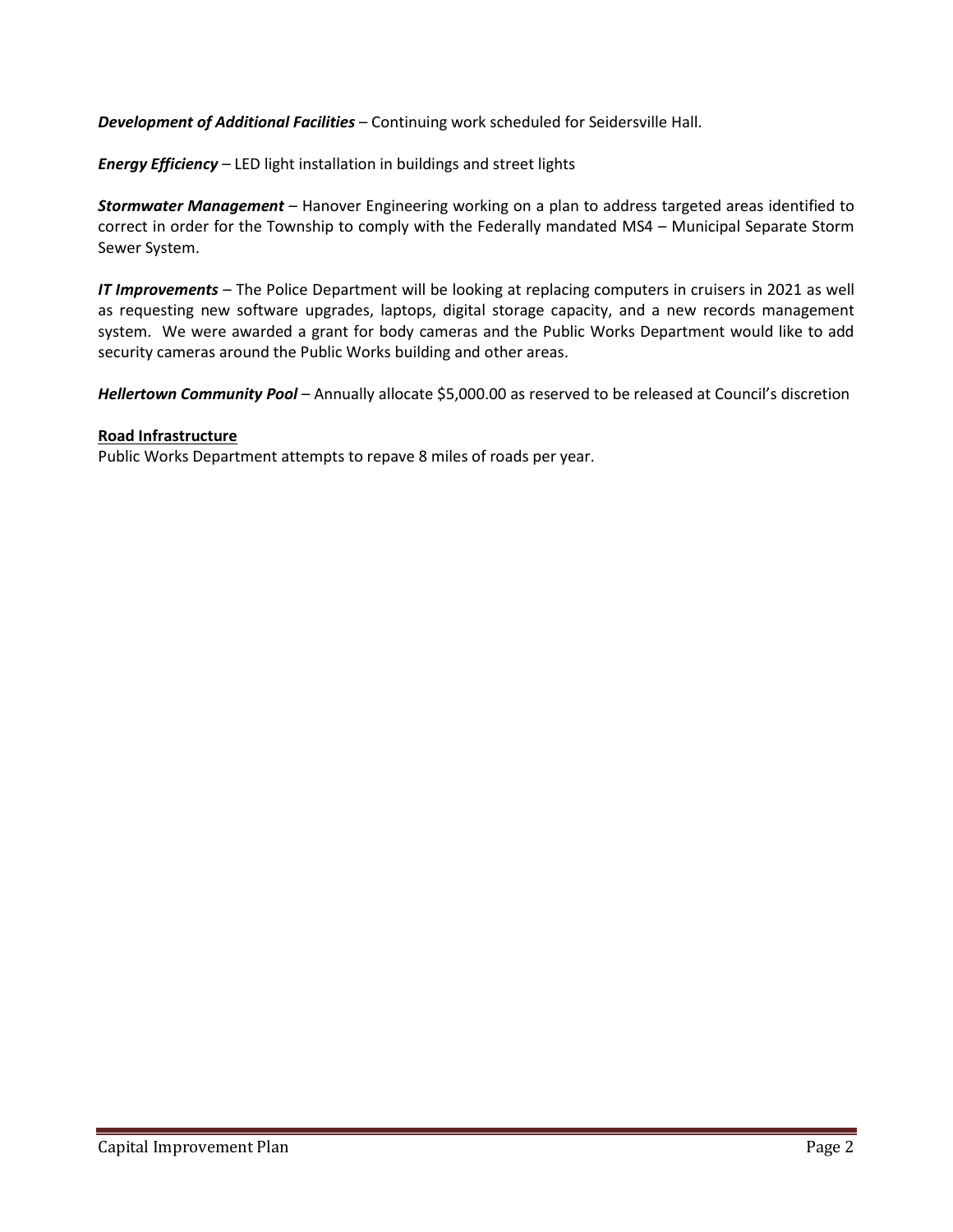***Development of Additional Facilities*** – Continuing work scheduled for Seidersville Hall.

***Energy Efficiency*** – LED light installation in buildings and street lights

***Stormwater Management*** – Hanover Engineering working on a plan to address targeted areas identified to correct in order for the Township to comply with the Federally mandated MS4 – Municipal Separate Storm Sewer System.

***IT Improvements*** – The Police Department will be looking at replacing computers in cruisers in 2021 as well as requesting new software upgrades, laptops, digital storage capacity, and a new records management system. We were awarded a grant for body cameras and the Public Works Department would like to add security cameras around the Public Works building and other areas.

***Hellertown Community Pool*** – Annually allocate $5,000.00 as reserved to be released at Council's discretion

**Road Infrastructure**

Public Works Department attempts to repave 8 miles of roads per year.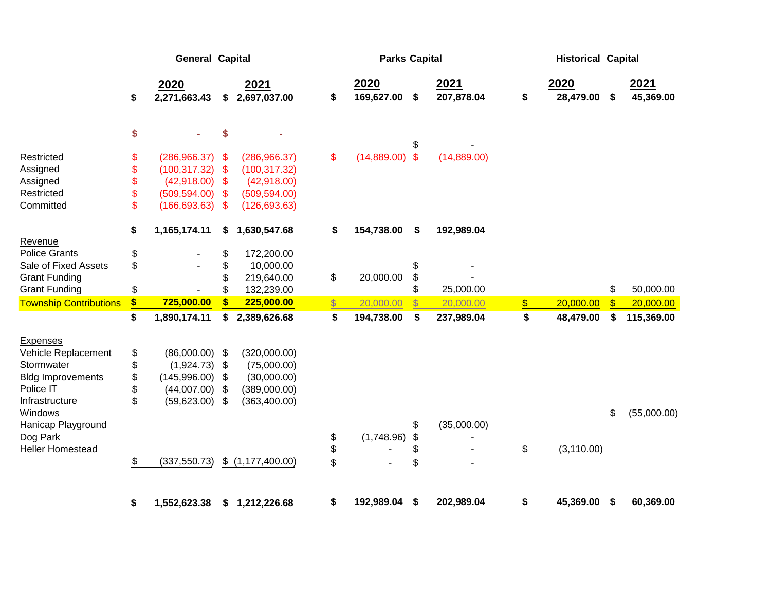| | General Capital | | Parks Capital | | Historical Capital | |
|---|---|---|---|---|---|---|
| | **2020** | **2021** | **2020** | **2021** | **2020** | **2021** |
| | **$ 2,271,663.43** | **$ 2,697,037.00** | **$ 169,627.00** | **$ 207,878.04** | **$ 28,479.00** | **$ 45,369.00** |
| | $ - | $ - | | $ - | | |
| Restricted | $ (286,966.37) | $ (286,966.37) | $ (14,889.00) | $ (14,889.00) | | |
| Assigned | $ (100,317.32) | $ (100,317.32) | | | | |
| Assigned | $ (42,918.00) | $ (42,918.00) | | | | |
| Restricted | $ (509,594.00) | $ (509,594.00) | | | | |
| Committed | $ (166,693.63) | $ (126,693.63) | | | | |
| | **$ 1,165,174.11** | **$ 1,630,547.68** | **$ 154,738.00** | **$ 192,989.04** | | |
| Revenue | | | | | | |
| Police Grants | $ - | $ 172,200.00 | | | | |
| Sale of Fixed Assets | $ - | $ 10,000.00 | | $ - | | |
| Grant Funding | | $ 219,640.00 | $ 20,000.00 | $ - | | |
| Grant Funding | $ - | $ 132,239.00 | | $ 25,000.00 | | $ 50,000.00 |
| Township Contributions | **$ 725,000.00** | **$ 225,000.00** | $ 20,000.00 | $ 20,000.00 | $ 20,000.00 | $ 20,000.00 |
| | **$ 1,890,174.11** | **$ 2,389,626.68** | **$ 194,738.00** | **$ 237,989.04** | **$ 48,479.00** | **$ 115,369.00** |
| Expenses | | | | | | |
| Vehicle Replacement | $ (86,000.00) | $ (320,000.00) | | | | |
| Stormwater | $ (1,924.73) | $ (75,000.00) | | | | |
| Bldg Improvements | $ (145,996.00) | $ (30,000.00) | | | | |
| Police IT | $ (44,007.00) | $ (389,000.00) | | | | |
| Infrastructure | $ (59,623.00) | $ (363,400.00) | | | | |
| Windows | | | | | | $ (55,000.00) |
| Hanicap Playground | | | | $ (35,000.00) | | |
| Dog Park | | | $ (1,748.96) | $ - | | |
| Heller Homestead | | | $ - | $ - | $ (3,110.00) | |
| | $ (337,550.73) | $ (1,177,400.00) | $ - | $ - | | |
| | **$ 1,552,623.38** | **$ 1,212,226.68** | **$ 192,989.04** | **$ 202,989.04** | **$ 45,369.00** | **$ 60,369.00** |